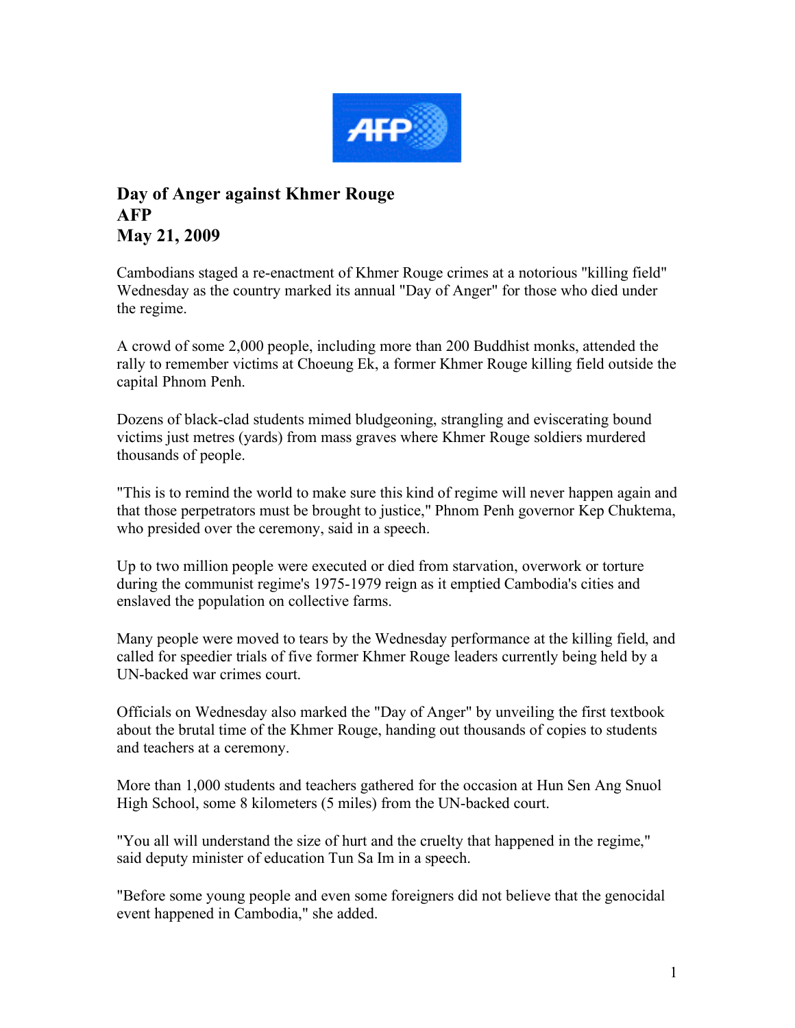**Day of Anger against Khmer Rouge**
**AFP**
**May 21, 2009**

Cambodians staged a re-enactment of Khmer Rouge crimes at a notorious "killing field" Wednesday as the country marked its annual "Day of Anger" for those who died under the regime.

A crowd of some 2,000 people, including more than 200 Buddhist monks, attended the rally to remember victims at Choeung Ek, a former Khmer Rouge killing field outside the capital Phnom Penh.

Dozens of black-clad students mimed bludgeoning, strangling and eviscerating bound victims just metres (yards) from mass graves where Khmer Rouge soldiers murdered thousands of people.

"This is to remind the world to make sure this kind of regime will never happen again and that those perpetrators must be brought to justice," Phnom Penh governor Kep Chuktema, who presided over the ceremony, said in a speech.

Up to two million people were executed or died from starvation, overwork or torture during the communist regime's 1975-1979 reign as it emptied Cambodia's cities and enslaved the population on collective farms.

Many people were moved to tears by the Wednesday performance at the killing field, and called for speedier trials of five former Khmer Rouge leaders currently being held by a UN-backed war crimes court.

Officials on Wednesday also marked the "Day of Anger" by unveiling the first textbook about the brutal time of the Khmer Rouge, handing out thousands of copies to students and teachers at a ceremony.

More than 1,000 students and teachers gathered for the occasion at Hun Sen Ang Snuol High School, some 8 kilometers (5 miles) from the UN-backed court.

"You all will understand the size of hurt and the cruelty that happened in the regime," said deputy minister of education Tun Sa Im in a speech.

"Before some young people and even some foreigners did not believe that the genocidal event happened in Cambodia," she added.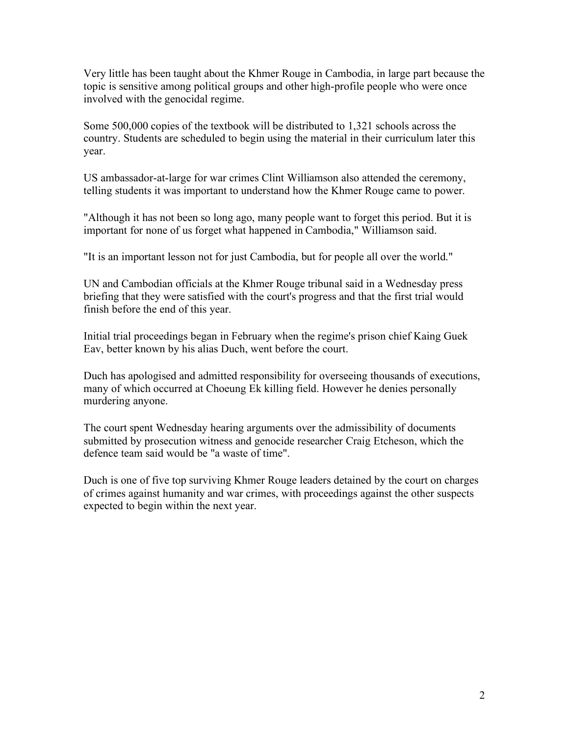Very little has been taught about the Khmer Rouge in Cambodia, in large part because the topic is sensitive among political groups and other high-profile people who were once involved with the genocidal regime.

Some 500,000 copies of the textbook will be distributed to 1,321 schools across the country. Students are scheduled to begin using the material in their curriculum later this year.

US ambassador-at-large for war crimes Clint Williamson also attended the ceremony, telling students it was important to understand how the Khmer Rouge came to power.

"Although it has not been so long ago, many people want to forget this period. But it is important for none of us forget what happened in Cambodia," Williamson said.

"It is an important lesson not for just Cambodia, but for people all over the world."

UN and Cambodian officials at the Khmer Rouge tribunal said in a Wednesday press briefing that they were satisfied with the court's progress and that the first trial would finish before the end of this year.

Initial trial proceedings began in February when the regime's prison chief Kaing Guek Eav, better known by his alias Duch, went before the court.

Duch has apologised and admitted responsibility for overseeing thousands of executions, many of which occurred at Choeung Ek killing field. However he denies personally murdering anyone.

The court spent Wednesday hearing arguments over the admissibility of documents submitted by prosecution witness and genocide researcher Craig Etcheson, which the defence team said would be "a waste of time".

Duch is one of five top surviving Khmer Rouge leaders detained by the court on charges of crimes against humanity and war crimes, with proceedings against the other suspects expected to begin within the next year.